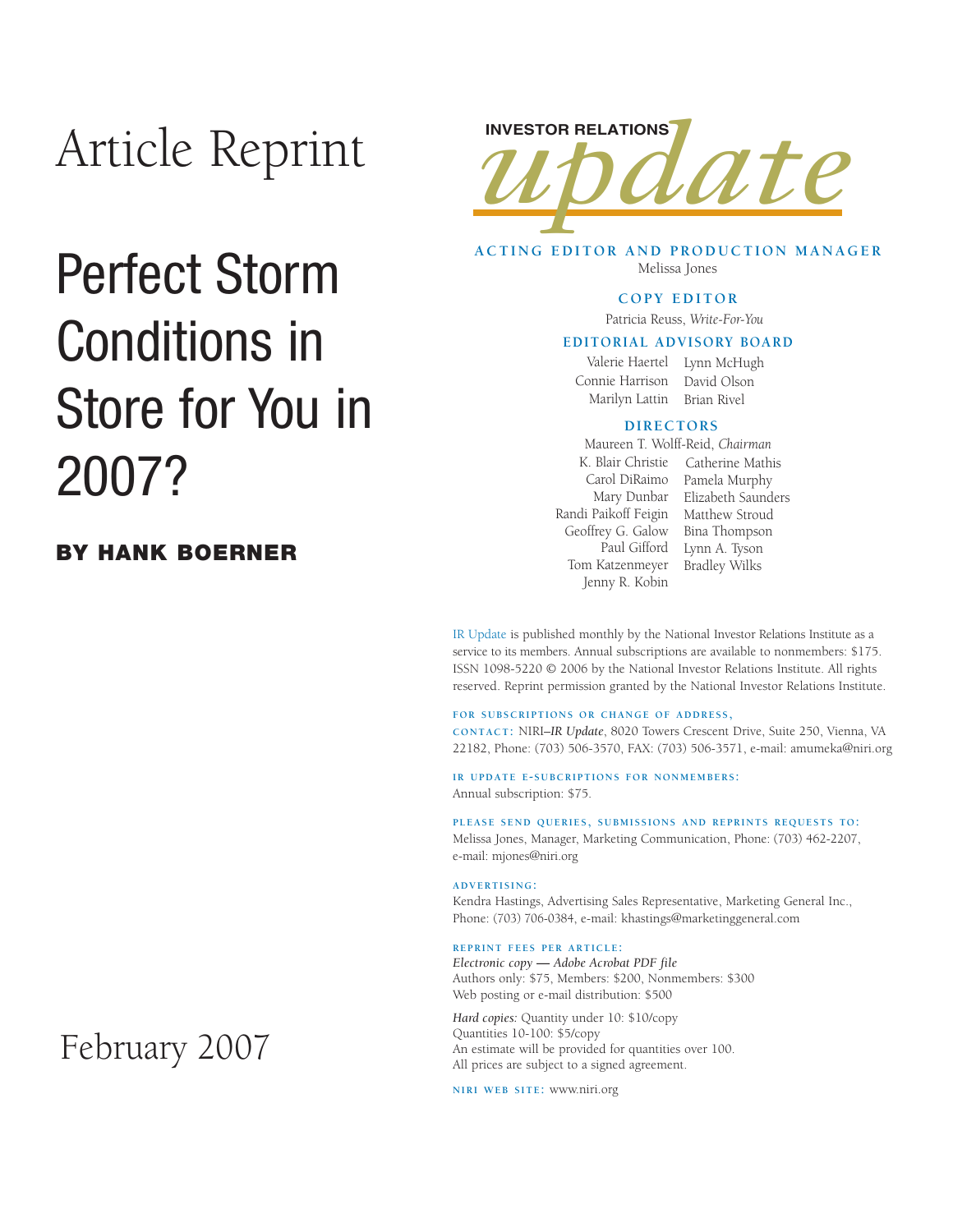Article Reprint

# Perfect Storm Conditions in Store for You in 2007?

**BY HANK BOERNER**

February 2007

INVESTOR RELATIONS *update*

**ACTING EDITOR AND PRODUCTION MANAGER**
Melissa Jones

**COPY EDITOR**
Patricia Reuss, *Write-For-You*

**EDITORIAL ADVISORY BOARD**

Valerie Haertel, Lynn McHugh, Connie Harrison, David Olson, Marilyn Lattin, Brian Rivel

**DIRECTORS**

Maureen T. Wolff-Reid, *Chairman*

K. Blair Christie, Catherine Mathis, Carol DiRaimo, Pamela Murphy, Mary Dunbar, Elizabeth Saunders, Randi Paikoff Feigin, Matthew Stroud, Geoffrey G. Galow, Bina Thompson, Paul Gifford, Lynn A. Tyson, Tom Katzenmeyer, Bradley Wilks, Jenny R. Kobin

IR Update is published monthly by the National Investor Relations Institute as a service to its members. Annual subscriptions are available to nonmembers: $175. ISSN 1098-5220 © 2006 by the National Investor Relations Institute. All rights reserved. Reprint permission granted by the National Investor Relations Institute.

**FOR SUBSCRIPTIONS OR CHANGE OF ADDRESS, CONTACT:** NIRI–*IR Update*, 8020 Towers Crescent Drive, Suite 250, Vienna, VA 22182, Phone: (703) 506-3570, FAX: (703) 506-3571, e-mail: amumeka@niri.org

**IR UPDATE E-SUBCRIPTIONS FOR NONMEMBERS:**
Annual subscription: $75.

**PLEASE SEND QUERIES, SUBMISSIONS AND REPRINTS REQUESTS TO:**
Melissa Jones, Manager, Marketing Communication, Phone: (703) 462-2207, e-mail: mjones@niri.org

**ADVERTISING:**
Kendra Hastings, Advertising Sales Representative, Marketing General Inc., Phone: (703) 706-0384, e-mail: khastings@marketinggeneral.com

**REPRINT FEES PER ARTICLE:**
*Electronic copy — Adobe Acrobat PDF file*
Authors only: $75, Members: $200, Nonmembers: $300
Web posting or e-mail distribution: $500

*Hard copies:* Quantity under 10: $10/copy
Quantities 10-100: $5/copy
An estimate will be provided for quantities over 100.
All prices are subject to a signed agreement.

**NIRI WEB SITE:** www.niri.org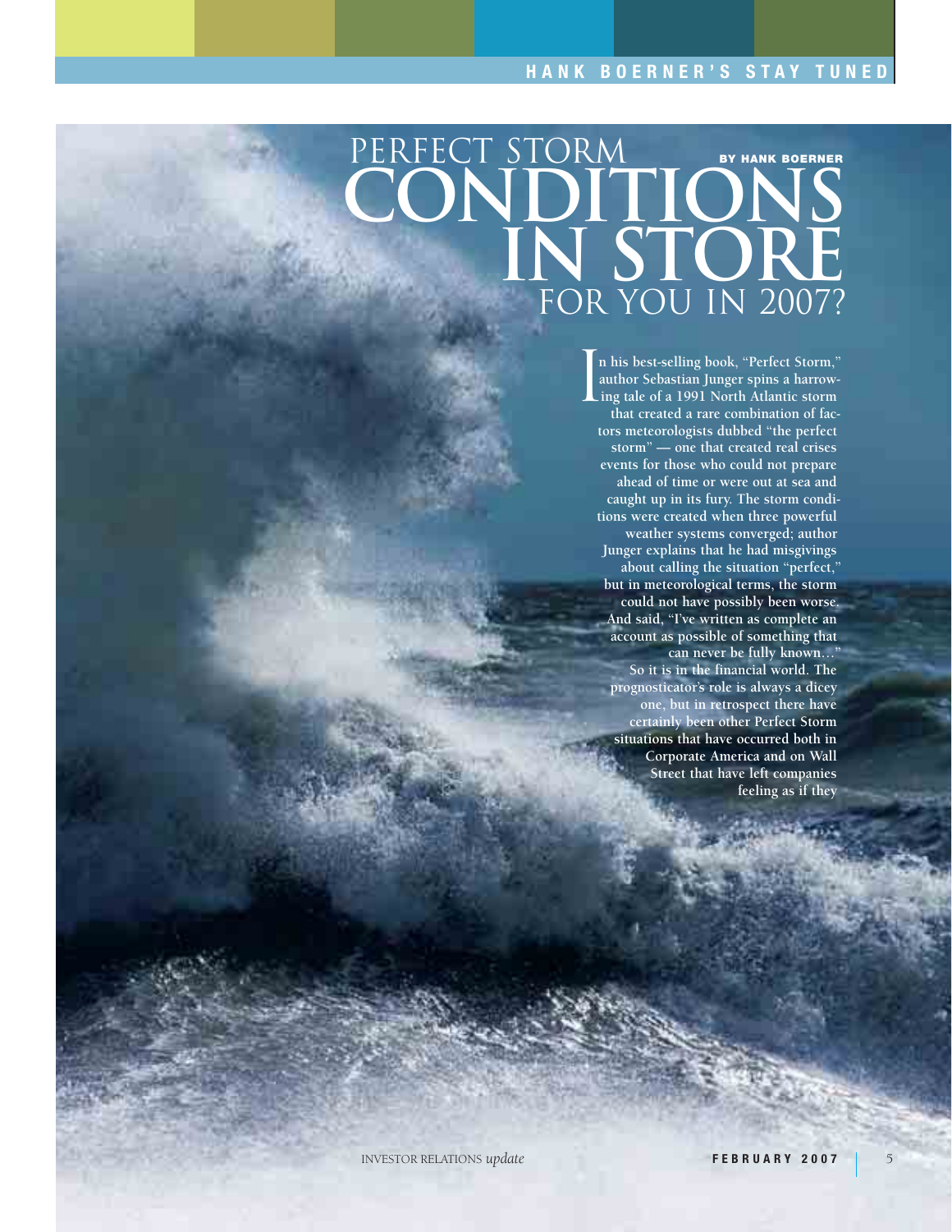# PERFECT STORM CONDITIONS IN STORE FOR YOU IN 2007?

**BY HANK BOERNER**

In his best-selling book, "Perfect Storm," author Sebastian Junger spins a harrowing tale of a 1991 North Atlantic storm that created a rare combination of factors meteorologists dubbed "the perfect storm" — one that created real crises events for those who could not prepare ahead of time or were out at sea and caught up in its fury. The storm conditions were created when three powerful weather systems converged; author Junger explains that he had misgivings about calling the situation "perfect," but in meteorological terms, the storm could not have possibly been worse. And said, "I've written as complete an account as possible of something that can never be fully known…"

So it is in the financial world. The prognosticator's role is always a dicey one, but in retrospect there have certainly been other Perfect Storm situations that have occurred both in Corporate America and on Wall Street that have left companies feeling as if they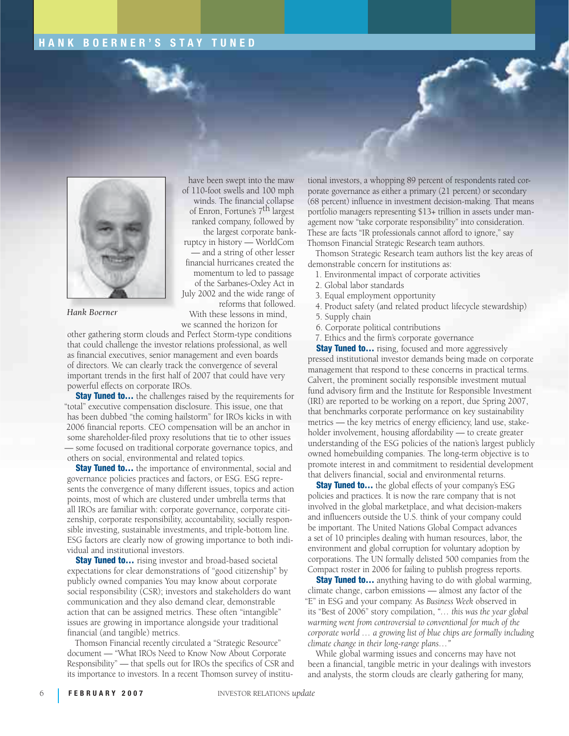have been swept into the maw of 110-foot swells and 100 mph winds. The financial collapse of Enron, Fortune's 7th largest ranked company, followed by the largest corporate bankruptcy in history — WorldCom — and a string of other lesser financial hurricanes created the momentum to led to passage of the Sarbanes-Oxley Act in July 2002 and the wide range of reforms that followed.

*Hank Boerner*

With these lessons in mind, we scanned the horizon for other gathering storm clouds and Perfect Storm-type conditions that could challenge the investor relations professional, as well as financial executives, senior management and even boards of directors. We can clearly track the convergence of several important trends in the first half of 2007 that could have very powerful effects on corporate IROs.

**Stay Tuned to…** the challenges raised by the requirements for "total" executive compensation disclosure. This issue, one that has been dubbed "the coming hailstorm" for IROs kicks in with 2006 financial reports. CEO compensation will be an anchor in some shareholder-filed proxy resolutions that tie to other issues — some focused on traditional corporate governance topics, and others on social, environmental and related topics.

**Stay Tuned to…** the importance of environmental, social and governance policies practices and factors, or ESG. ESG represents the convergence of many different issues, topics and action points, most of which are clustered under umbrella terms that all IROs are familiar with: corporate governance, corporate citizenship, corporate responsibility, accountability, socially responsible investing, sustainable investments, and triple-bottom line. ESG factors are clearly now of growing importance to both individual and institutional investors.

**Stay Tuned to…** rising investor and broad-based societal expectations for clear demonstrations of "good citizenship" by publicly owned companies You may know about corporate social responsibility (CSR); investors and stakeholders do want communication and they also demand clear, demonstrable action that can be assigned metrics. These often "intangible" issues are growing in importance alongside your traditional financial (and tangible) metrics.

Thomson Financial recently circulated a "Strategic Resource" document — "What IROs Need to Know Now About Corporate Responsibility" — that spells out for IROs the specifics of CSR and its importance to investors. In a recent Thomson survey of institutional investors, a whopping 89 percent of respondents rated corporate governance as either a primary (21 percent) or secondary (68 percent) influence in investment decision-making. That means portfolio managers representing $13+ trillion in assets under management now "take corporate responsibility" into consideration. These are facts "IR professionals cannot afford to ignore," say Thomson Financial Strategic Research team authors.

Thomson Strategic Research team authors list the key areas of demonstrable concern for institutions as:

1. Environmental impact of corporate activities
2. Global labor standards
3. Equal employment opportunity
4. Product safety (and related product lifecycle stewardship)
5. Supply chain
6. Corporate political contributions
7. Ethics and the firm's corporate governance

**Stay Tuned to…** rising, focused and more aggressively pressed institutional investor demands being made on corporate management that respond to these concerns in practical terms. Calvert, the prominent socially responsible investment mutual fund advisory firm and the Institute for Responsible Investment (IRI) are reported to be working on a report, due Spring 2007, that benchmarks corporate performance on key sustainability metrics — the key metrics of energy efficiency, land use, stakeholder involvement, housing affordability — to create greater understanding of the ESG policies of the nation's largest publicly owned homebuilding companies. The long-term objective is to promote interest in and commitment to residential development that delivers financial, social and environmental returns.

**Stay Tuned to…** the global effects of your company's ESG policies and practices. It is now the rare company that is not involved in the global marketplace, and what decision-makers and influencers outside the U.S. think of your company could be important. The United Nations Global Compact advances a set of 10 principles dealing with human resources, labor, the environment and global corruption for voluntary adoption by corporations. The UN formally delisted 500 companies from the Compact roster in 2006 for failing to publish progress reports.

**Stay Tuned to…** anything having to do with global warming, climate change, carbon emissions — almost any factor of the "E" in ESG and your company. As *Business Week* observed in its "Best of 2006" story compilation, *"… this was the year global warming went from controversial to conventional for much of the corporate world … a growing list of blue chips are formally including climate change in their long-range plans…"*

While global warming issues and concerns may have not been a financial, tangible metric in your dealings with investors and analysts, the storm clouds are clearly gathering for many,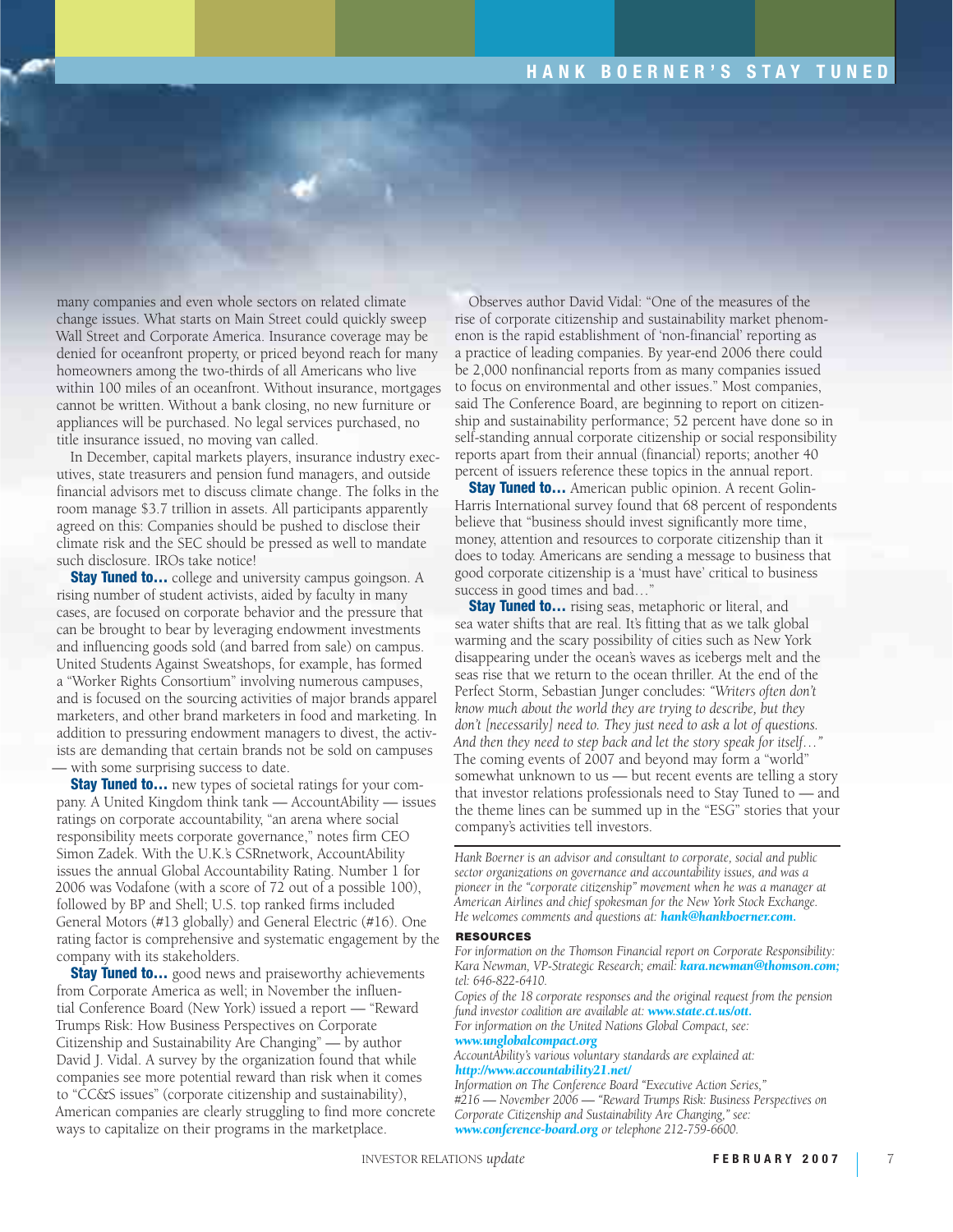many companies and even whole sectors on related climate change issues. What starts on Main Street could quickly sweep Wall Street and Corporate America. Insurance coverage may be denied for oceanfront property, or priced beyond reach for many homeowners among the two-thirds of all Americans who live within 100 miles of an oceanfront. Without insurance, mortgages cannot be written. Without a bank closing, no new furniture or appliances will be purchased. No legal services purchased, no title insurance issued, no moving van called.

In December, capital markets players, insurance industry executives, state treasurers and pension fund managers, and outside financial advisors met to discuss climate change. The folks in the room manage $3.7 trillion in assets. All participants apparently agreed on this: Companies should be pushed to disclose their climate risk and the SEC should be pressed as well to mandate such disclosure. IROs take notice!

**Stay Tuned to…** college and university campus goingson. A rising number of student activists, aided by faculty in many cases, are focused on corporate behavior and the pressure that can be brought to bear by leveraging endowment investments and influencing goods sold (and barred from sale) on campus. United Students Against Sweatshops, for example, has formed a "Worker Rights Consortium" involving numerous campuses, and is focused on the sourcing activities of major brands apparel marketers, and other brand marketers in food and marketing. In addition to pressuring endowment managers to divest, the activists are demanding that certain brands not be sold on campuses — with some surprising success to date.

**Stay Tuned to…** new types of societal ratings for your company. A United Kingdom think tank — AccountAbility — issues ratings on corporate accountability, "an arena where social responsibility meets corporate governance," notes firm CEO Simon Zadek. With the U.K.'s CSRnetwork, AccountAbility issues the annual Global Accountability Rating. Number 1 for 2006 was Vodafone (with a score of 72 out of a possible 100), followed by BP and Shell; U.S. top ranked firms included General Motors (#13 globally) and General Electric (#16). One rating factor is comprehensive and systematic engagement by the company with its stakeholders.

**Stay Tuned to…** good news and praiseworthy achievements from Corporate America as well; in November the influential Conference Board (New York) issued a report — "Reward Trumps Risk: How Business Perspectives on Corporate Citizenship and Sustainability Are Changing" — by author David J. Vidal. A survey by the organization found that while companies see more potential reward than risk when it comes to "CC&S issues" (corporate citizenship and sustainability), American companies are clearly struggling to find more concrete ways to capitalize on their programs in the marketplace.

Observes author David Vidal: "One of the measures of the rise of corporate citizenship and sustainability market phenomenon is the rapid establishment of 'non-financial' reporting as a practice of leading companies. By year-end 2006 there could be 2,000 nonfinancial reports from as many companies issued to focus on environmental and other issues." Most companies, said The Conference Board, are beginning to report on citizenship and sustainability performance; 52 percent have done so in self-standing annual corporate citizenship or social responsibility reports apart from their annual (financial) reports; another 40 percent of issuers reference these topics in the annual report.

**Stay Tuned to…** American public opinion. A recent Golin-Harris International survey found that 68 percent of respondents believe that "business should invest significantly more time, money, attention and resources to corporate citizenship than it does to today. Americans are sending a message to business that good corporate citizenship is a 'must have' critical to business success in good times and bad…"

**Stay Tuned to…** rising seas, metaphoric or literal, and sea water shifts that are real. It's fitting that as we talk global warming and the scary possibility of cities such as New York disappearing under the ocean's waves as icebergs melt and the seas rise that we return to the ocean thriller. At the end of the Perfect Storm, Sebastian Junger concludes: *"Writers often don't know much about the world they are trying to describe, but they don't [necessarily] need to. They just need to ask a lot of questions. And then they need to step back and let the story speak for itself…"* The coming events of 2007 and beyond may form a "world" somewhat unknown to us — but recent events are telling a story that investor relations professionals need to Stay Tuned to — and the theme lines can be summed up in the "ESG" stories that your company's activities tell investors.

---

*Hank Boerner is an advisor and consultant to corporate, social and public sector organizations on governance and accountability issues, and was a pioneer in the "corporate citizenship" movement when he was a manager at American Airlines and chief spokesman for the New York Stock Exchange. He welcomes comments and questions at:* ***hank@hankboerner.com.***

**RESOURCES**

*For information on the Thomson Financial report on Corporate Responsibility: Kara Newman, VP-Strategic Research; email:* ***kara.newman@thomson.com;*** *tel: 646-822-6410.*

*Copies of the 18 corporate responses and the original request from the pension fund investor coalition are available at:* ***www.state.ct.us/ott.***

*For information on the United Nations Global Compact, see:* ***www.unglobalcompact.org***

*AccountAbility's various voluntary standards are explained at:* ***http://www.accountability21.net/***

*Information on The Conference Board "Executive Action Series," #216 — November 2006 — "Reward Trumps Risk: Business Perspectives on Corporate Citizenship and Sustainability Are Changing," see:* ***www.conference-board.org*** *or telephone 212-759-6600.*